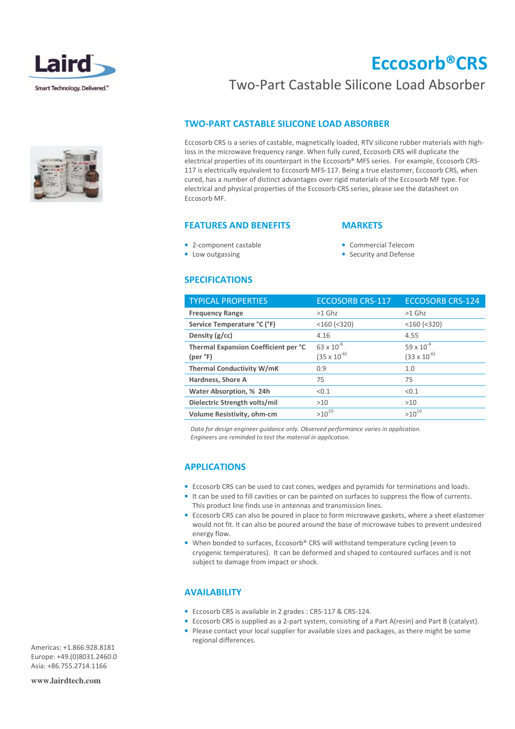# Eccosorb®CRS

Two-Part Castable Silicone Load Absorber

## TWO-PART CASTABLE SILICONE LOAD ABSORBER

Eccosorb CRS is a series of castable, magnetically loaded, RTV silicone rubber materials with high-loss in the microwave frequency range. When fully cured, Eccosorb CRS will duplicate the electrical properties of its counterpart in the Eccosorb® MFS series. For example, Eccosorb CRS-117 is electrically equivalent to Eccosorb MFS-117. Being a true elastomer, Eccosorb CRS, when cured, has a number of distinct advantages over rigid materials of the Eccosorb MF type. For electrical and physical properties of the Eccosorb CRS series, please see the datasheet on Eccosorb MF.

## FEATURES AND BENEFITS

- 2-component castable
- Low outgassing

## MARKETS

- Commercial Telecom
- Security and Defense

## SPECIFICATIONS

| TYPICAL PROPERTIES | ECCOSORB CRS-117 | ECCOSORB CRS-124 |
|---|---|---|
| **Frequency Range** | >1 Ghz | >1 Ghz |
| **Service Temperature °C (°F)** | <160 (<320) | <160 (<320) |
| **Density (g/cc)** | 4.16 | 4.55 |
| **Thermal Expansion Coefficient per °C (per °F)** | $63 \times 10^{-6}$ ($35 \times 10^{-6}$) | $59 \times 10^{-6}$ ($33 \times 10^{-6}$) |
| **Thermal Conductivity W/mK** | 0.9 | 1.0 |
| **Hardness, Shore A** | 75 | 75 |
| **Water Absorption, % 24h** | <0.1 | <0.1 |
| **Dielectric Strength volts/mil** | >10 | >10 |
| **Volume Resistivity, ohm-cm** | $>10^{10}$ | $>10^{10}$ |

*Data for design engineer guidance only. Observed performance varies in application. Engineers are reminded to test the material in application.*

## APPLICATIONS

- Eccosorb CRS can be used to cast cones, wedges and pyramids for terminations and loads.
- It can be used to fill cavities or can be painted on surfaces to suppress the flow of currents. This product line finds use in antennas and transmission lines.
- Eccosorb CRS can also be poured in place to form microwave gaskets, where a sheet elastomer would not fit. It can also be poured around the base of microwave tubes to prevent undesired energy flow.
- When bonded to surfaces, Eccosorb® CRS will withstand temperature cycling (even to cryogenic temperatures). It can be deformed and shaped to contoured surfaces and is not subject to damage from impact or shock.

## AVAILABILITY

- Eccosorb CRS is available in 2 grades : CRS-117 & CRS-124.
- Eccosorb CRS is supplied as a 2-part system, consisting of a Part A(resin) and Part B (catalyst).
- Please contact your local supplier for available sizes and packages, as there might be some regional differences.

Americas: +1.866.928.8181
Europe: +49.(0)8031.2460.0
Asia: +86.755.2714.1166

www.lairdtech.com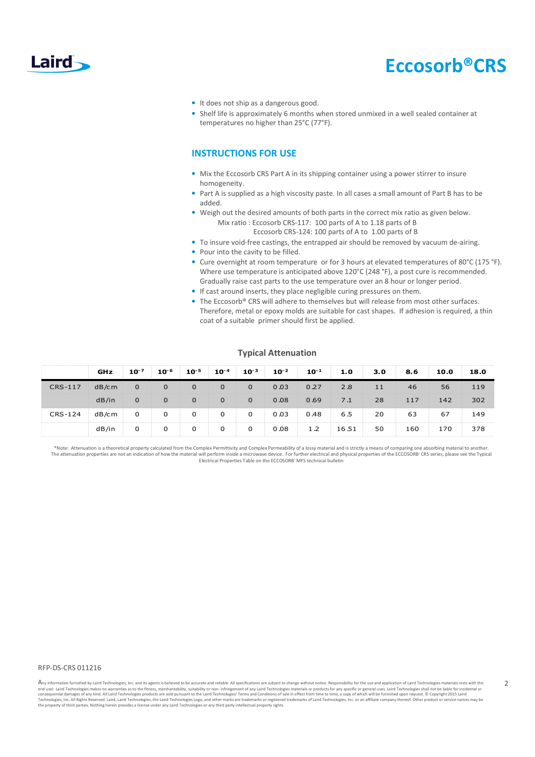- It does not ship as a dangerous good.
- Shelf life is approximately 6 months when stored unmixed in a well sealed container at temperatures no higher than 25°C (77°F).

## INSTRUCTIONS FOR USE

- Mix the Eccosorb CRS Part A in its shipping container using a power stirrer to insure homogeneity.
- Part A is supplied as a high viscosity paste. In all cases a small amount of Part B has to be added.
- Weigh out the desired amounts of both parts in the correct mix ratio as given below.
  Mix ratio : Eccosorb CRS-117: 100 parts of A to 1.18 parts of B
  Eccosorb CRS-124: 100 parts of A to 1.00 parts of B
- To insure void-free castings, the entrapped air should be removed by vacuum de-airing.
- Pour into the cavity to be filled.
- Cure overnight at room temperature or for 3 hours at elevated temperatures of 80°C (175 °F). Where use temperature is anticipated above 120°C (248 °F), a post cure is recommended. Gradually raise cast parts to the use temperature over an 8 hour or longer period.
- If cast around inserts, they place negligible curing pressures on them.
- The Eccosorb® CRS will adhere to themselves but will release from most other surfaces. Therefore, metal or epoxy molds are suitable for cast shapes. If adhesion is required, a thin coat of a suitable primer should first be applied.

### Typical Attenuation

| | GHz | $10^{-7}$ | $10^{-6}$ | $10^{-5}$ | $10^{-4}$ | $10^{-3}$ | $10^{-2}$ | $10^{-1}$ | 1.0 | 3.0 | 8.6 | 10.0 | 18.0 |
|---|---|---|---|---|---|---|---|---|---|---|---|---|---|
| CRS-117 | dB/cm | 0 | 0 | 0 | 0 | 0 | 0.03 | 0.27 | 2.8 | 11 | 46 | 56 | 119 |
| | dB/in | 0 | 0 | 0 | 0 | 0 | 0.08 | 0.69 | 7.1 | 28 | 117 | 142 | 302 |
| CRS-124 | dB/cm | 0 | 0 | 0 | 0 | 0 | 0.03 | 0.48 | 6.5 | 20 | 63 | 67 | 149 |
| | dB/in | 0 | 0 | 0 | 0 | 0 | 0.08 | 1.2 | 16.51 | 50 | 160 | 170 | 378 |

*Note: Attenuation is a theoretical property calculated from the Complex Permittivity and Complex Permeability of a lossy material and is strictly a means of comparing one absorbing material to another. The attenuation properties are not an indication of how the material will perform inside a microwave device. For further electrical and physical properties of the ECCOSORB® CRS series, please see the Typical Electrical Properties Table on the ECCOSORB® MFS technical bulletin

RFP-DS-CRS 011216

Any information furnished by Laird Technologies, Inc. and its agents is believed to be accurate and reliable. All specifications are subject to change without notice. Responsibility for the use and application of Laird Technologies materials rests with the end user. Laird Technologies makes no warranties as to the fitness, merchantability, suitability or non- infringement of any Laird Technologies materials or products for any specific or general uses. Laird Technologies shall not be liable for incidental or consequential damages of any kind. All Laird Technologies products are sold pursuant to the Laird Technologies' Terms and Conditions of sale in effect from time to time, a copy of which will be furnished upon request. © Copyright 2015 Laird Technologies, Inc. All Rights Reserved. Laird, Laird Technologies, the Laird Technologies Logo, and other marks are trademarks or registered trademarks of Laird Technologies, Inc. or an affiliate company thereof. Other product or service names may be the property of third parties. Nothing herein provides a license under any Laird Technologies or any third party intellectual property rights.